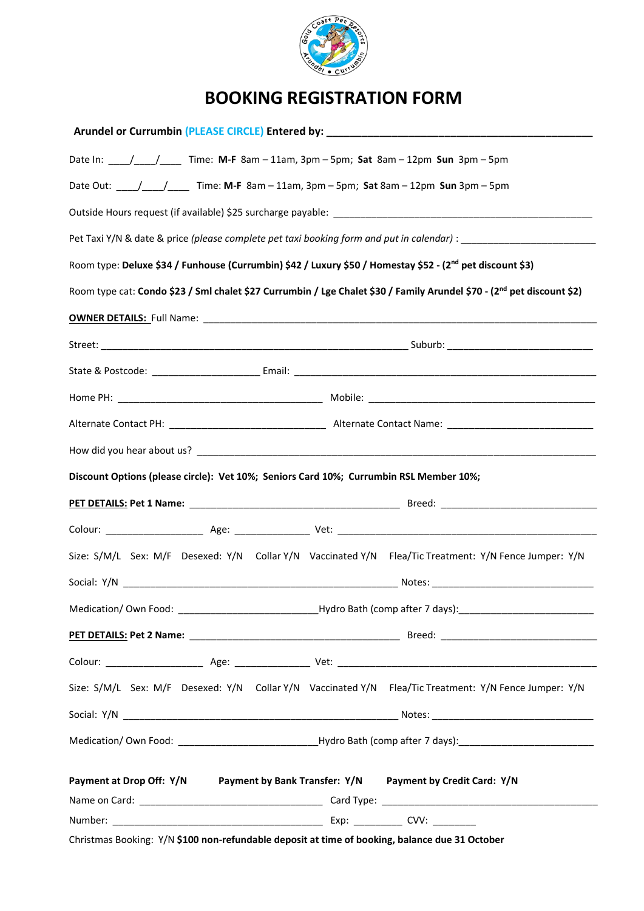# BOOKING REGISTRATION FORM

**Arundel or Currumbin** (PLEASE CIRCLE) **Entered by:** ________________________________________________

Date In: ____/____/____ Time: **M-F** 8am – 11am, 3pm – 5pm; **Sat** 8am – 12pm **Sun** 3pm – 5pm

Date Out: ____/____/____ Time: **M-F** 8am – 11am, 3pm – 5pm; **Sat** 8am – 12pm **Sun** 3pm – 5pm

Outside Hours request (if available) $25 surcharge payable: ____________________________________________________

Pet Taxi Y/N & date & price *(please complete pet taxi booking form and put in calendar)* : __________________________

Room type: **Deluxe $34 / Funhouse (Currumbin) $42 / Luxury $50 / Homestay $52 - (2nd pet discount $3)**

Room type cat: **Condo $23 / Sml chalet $27 Currumbin / Lge Chalet $30 / Family Arundel $70 - (2nd pet discount $2)**

**OWNER DETAILS:** Full Name: ________________________________________________________________________

Street: ____________________________________________________________ Suburb: ____________________________

State & Postcode: ____________________ Email: __________________________________________________________

Home PH: ________________________________________ Mobile: ____________________________________________

Alternate Contact PH: ______________________________ Alternate Contact Name: ____________________________

How did you hear about us? __________________________________________________________________________

**Discount Options (please circle): Vet 10%; Seniors Card 10%; Currumbin RSL Member 10%;**

**PET DETAILS: Pet 1 Name:** ________________________________________ Breed: ______________________________

Colour: __________________ Age: ______________ Vet: __________________________________________________

Size: S/M/L Sex: M/F Desexed: Y/N Collar Y/N Vaccinated Y/N Flea/Tic Treatment: Y/N Fence Jumper: Y/N

Social: Y/N _____________________________________________________ Notes: ______________________________

Medication/ Own Food: ___________________________ Hydro Bath (comp after 7 days): __________________________

**PET DETAILS: Pet 2 Name:** ________________________________________ Breed: ______________________________

Colour: __________________ Age: ______________ Vet: __________________________________________________

Size: S/M/L Sex: M/F Desexed: Y/N Collar Y/N Vaccinated Y/N Flea/Tic Treatment: Y/N Fence Jumper: Y/N

Social: Y/N _____________________________________________________ Notes: ______________________________

Medication/ Own Food: ___________________________ Hydro Bath (comp after 7 days): __________________________

**Payment at Drop Off: Y/N** **Payment by Bank Transfer: Y/N** **Payment by Credit Card: Y/N**

Name on Card: ___________________________________ Card Type: _____________________________________________

Number: _________________________________________ Exp: _________ CVV: ________

Christmas Booking: Y/N **$100 non-refundable deposit at time of booking, balance due 31 October**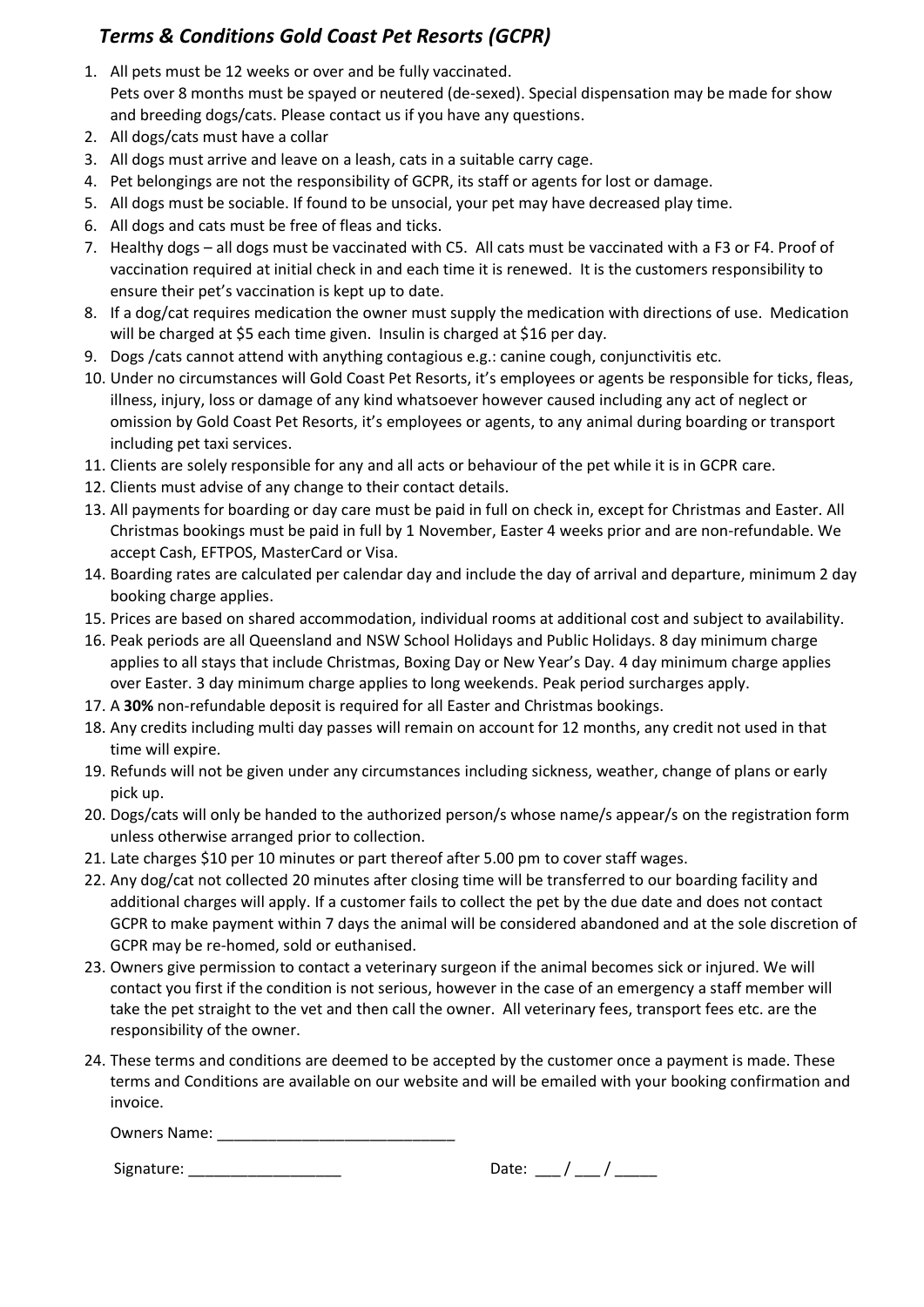# *Terms & Conditions Gold Coast Pet Resorts (GCPR)*

1. All pets must be 12 weeks or over and be fully vaccinated.
   Pets over 8 months must be spayed or neutered (de-sexed). Special dispensation may be made for show and breeding dogs/cats. Please contact us if you have any questions.
2. All dogs/cats must have a collar
3. All dogs must arrive and leave on a leash, cats in a suitable carry cage.
4. Pet belongings are not the responsibility of GCPR, its staff or agents for lost or damage.
5. All dogs must be sociable. If found to be unsocial, your pet may have decreased play time.
6. All dogs and cats must be free of fleas and ticks.
7. Healthy dogs – all dogs must be vaccinated with C5. All cats must be vaccinated with a F3 or F4. Proof of vaccination required at initial check in and each time it is renewed. It is the customers responsibility to ensure their pet's vaccination is kept up to date.
8. If a dog/cat requires medication the owner must supply the medication with directions of use. Medication will be charged at $5 each time given. Insulin is charged at $16 per day.
9. Dogs /cats cannot attend with anything contagious e.g.: canine cough, conjunctivitis etc.
10. Under no circumstances will Gold Coast Pet Resorts, it's employees or agents be responsible for ticks, fleas, illness, injury, loss or damage of any kind whatsoever however caused including any act of neglect or omission by Gold Coast Pet Resorts, it's employees or agents, to any animal during boarding or transport including pet taxi services.
11. Clients are solely responsible for any and all acts or behaviour of the pet while it is in GCPR care.
12. Clients must advise of any change to their contact details.
13. All payments for boarding or day care must be paid in full on check in, except for Christmas and Easter. All Christmas bookings must be paid in full by 1 November, Easter 4 weeks prior and are non-refundable. We accept Cash, EFTPOS, MasterCard or Visa.
14. Boarding rates are calculated per calendar day and include the day of arrival and departure, minimum 2 day booking charge applies.
15. Prices are based on shared accommodation, individual rooms at additional cost and subject to availability.
16. Peak periods are all Queensland and NSW School Holidays and Public Holidays. 8 day minimum charge applies to all stays that include Christmas, Boxing Day or New Year's Day. 4 day minimum charge applies over Easter. 3 day minimum charge applies to long weekends. Peak period surcharges apply.
17. A **30%** non-refundable deposit is required for all Easter and Christmas bookings.
18. Any credits including multi day passes will remain on account for 12 months, any credit not used in that time will expire.
19. Refunds will not be given under any circumstances including sickness, weather, change of plans or early pick up.
20. Dogs/cats will only be handed to the authorized person/s whose name/s appear/s on the registration form unless otherwise arranged prior to collection.
21. Late charges $10 per 10 minutes or part thereof after 5.00 pm to cover staff wages.
22. Any dog/cat not collected 20 minutes after closing time will be transferred to our boarding facility and additional charges will apply. If a customer fails to collect the pet by the due date and does not contact GCPR to make payment within 7 days the animal will be considered abandoned and at the sole discretion of GCPR may be re-homed, sold or euthanised.
23. Owners give permission to contact a veterinary surgeon if the animal becomes sick or injured. We will contact you first if the condition is not serious, however in the case of an emergency a staff member will take the pet straight to the vet and then call the owner. All veterinary fees, transport fees etc. are the responsibility of the owner.
24. These terms and conditions are deemed to be accepted by the customer once a payment is made. These terms and Conditions are available on our website and will be emailed with your booking confirmation and invoice.

Owners Name: ____________________________

Signature: __________________ Date: ___ / ___ / _____